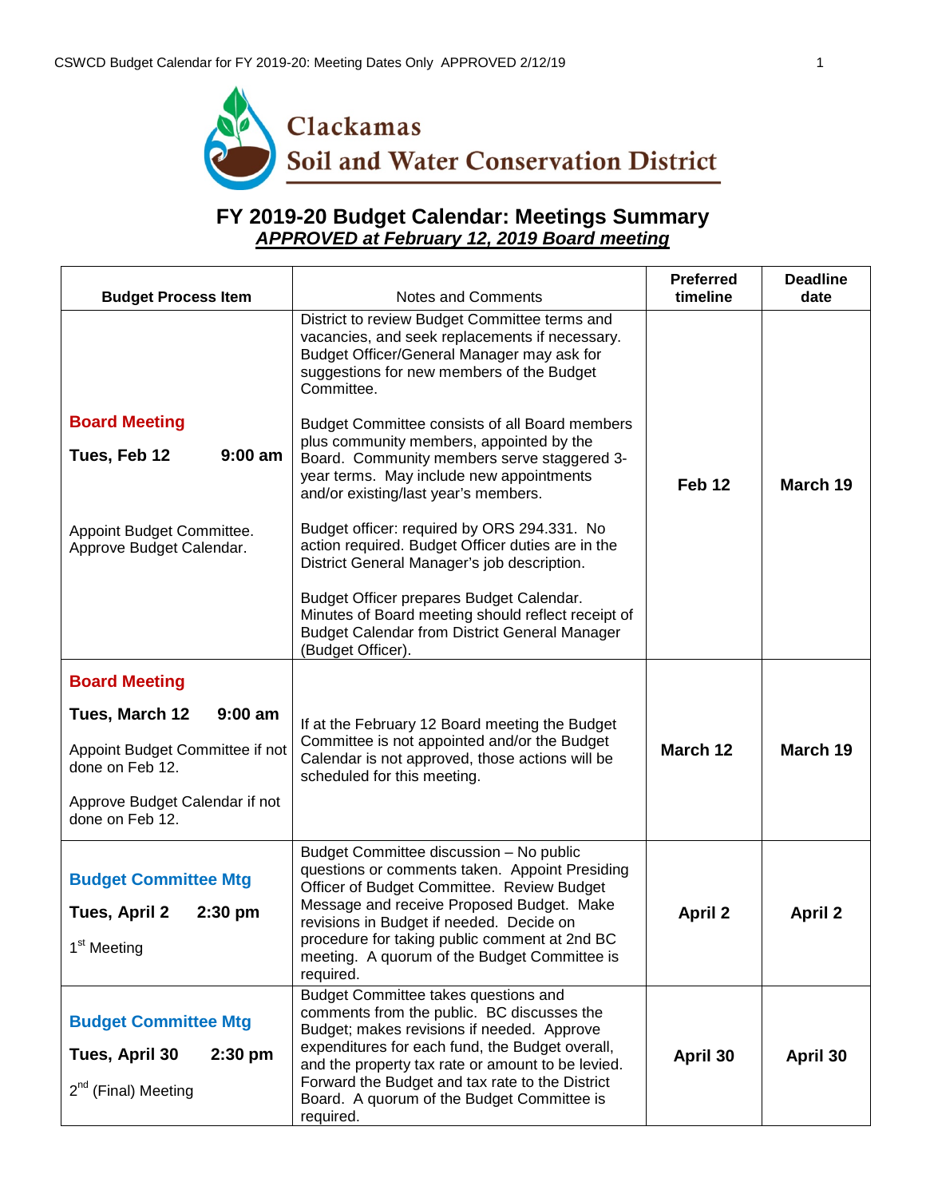Clackamas
Soil and Water Conservation District

# FY 2019-20 Budget Calendar: Meetings Summary

***APPROVED at February 12, 2019 Board meeting***

| Budget Process Item | Notes and Comments | Preferred timeline | Deadline date |
|---|---|---|---|
| **Board Meeting**<br>**Tues, Feb 12 9:00 am**<br>Appoint Budget Committee. Approve Budget Calendar. | District to review Budget Committee terms and vacancies, and seek replacements if necessary. Budget Officer/General Manager may ask for suggestions for new members of the Budget Committee.<br><br>Budget Committee consists of all Board members plus community members, appointed by the Board. Community members serve staggered 3-year terms. May include new appointments and/or existing/last year's members.<br><br>Budget officer: required by ORS 294.331. No action required. Budget Officer duties are in the District General Manager's job description.<br><br>Budget Officer prepares Budget Calendar. Minutes of Board meeting should reflect receipt of Budget Calendar from District General Manager (Budget Officer). | **Feb 12** | **March 19** |
| **Board Meeting**<br>**Tues, March 12 9:00 am**<br>Appoint Budget Committee if not done on Feb 12.<br>Approve Budget Calendar if not done on Feb 12. | If at the February 12 Board meeting the Budget Committee is not appointed and/or the Budget Calendar is not approved, those actions will be scheduled for this meeting. | **March 12** | **March 19** |
| **Budget Committee Mtg**<br>**Tues, April 2 2:30 pm**<br>1st Meeting | Budget Committee discussion – No public questions or comments taken. Appoint Presiding Officer of Budget Committee. Review Budget Message and receive Proposed Budget. Make revisions in Budget if needed. Decide on procedure for taking public comment at 2nd BC meeting. A quorum of the Budget Committee is required. | **April 2** | **April 2** |
| **Budget Committee Mtg**<br>**Tues, April 30 2:30 pm**<br>2nd (Final) Meeting | Budget Committee takes questions and comments from the public. BC discusses the Budget; makes revisions if needed. Approve expenditures for each fund, the Budget overall, and the property tax rate or amount to be levied. Forward the Budget and tax rate to the District Board. A quorum of the Budget Committee is required. | **April 30** | **April 30** |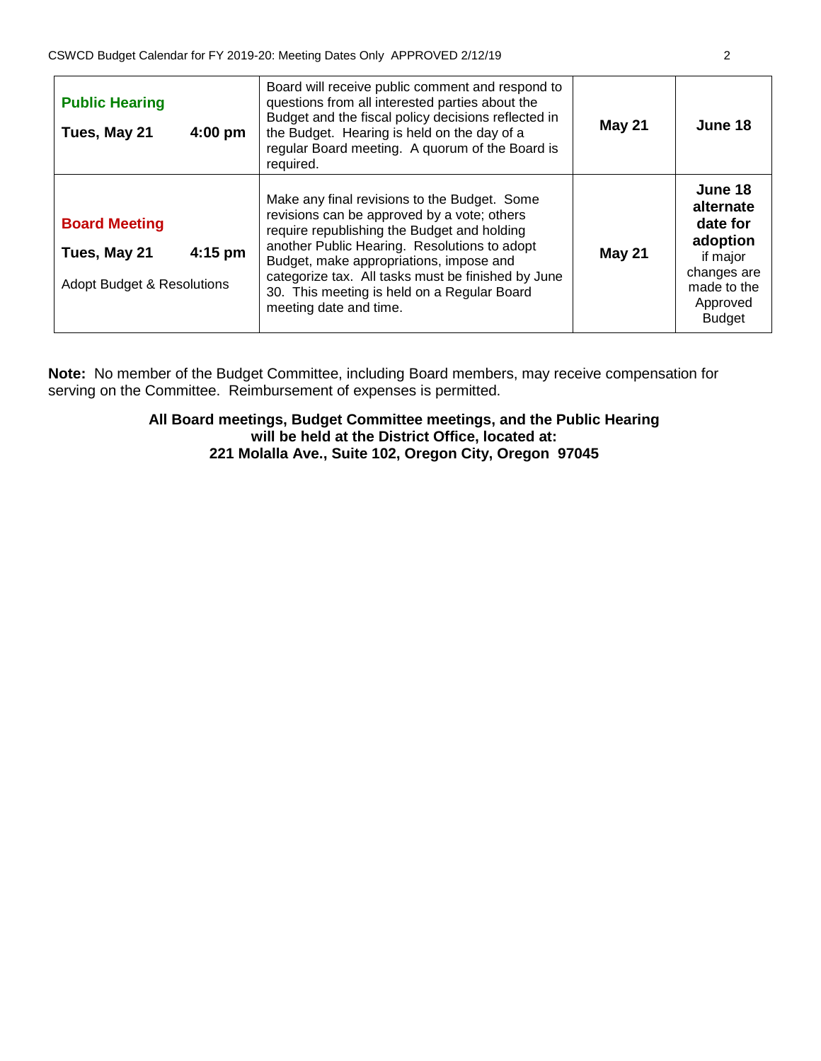| | | | |
|---|---|---|---|
| **Public Hearing**<br>**Tues, May 21 4:00 pm** | Board will receive public comment and respond to questions from all interested parties about the Budget and the fiscal policy decisions reflected in the Budget. Hearing is held on the day of a regular Board meeting. A quorum of the Board is required. | **May 21** | **June 18** |
| **Board Meeting**<br>**Tues, May 21 4:15 pm**<br>Adopt Budget & Resolutions | Make any final revisions to the Budget. Some revisions can be approved by a vote; others require republishing the Budget and holding another Public Hearing. Resolutions to adopt Budget, make appropriations, impose and categorize tax. All tasks must be finished by June 30. This meeting is held on a Regular Board meeting date and time. | **May 21** | **June 18 alternate date for adoption** if major changes are made to the Approved Budget |

**Note:** No member of the Budget Committee, including Board members, may receive compensation for serving on the Committee. Reimbursement of expenses is permitted.

**All Board meetings, Budget Committee meetings, and the Public Hearing will be held at the District Office, located at: 221 Molalla Ave., Suite 102, Oregon City, Oregon 97045**